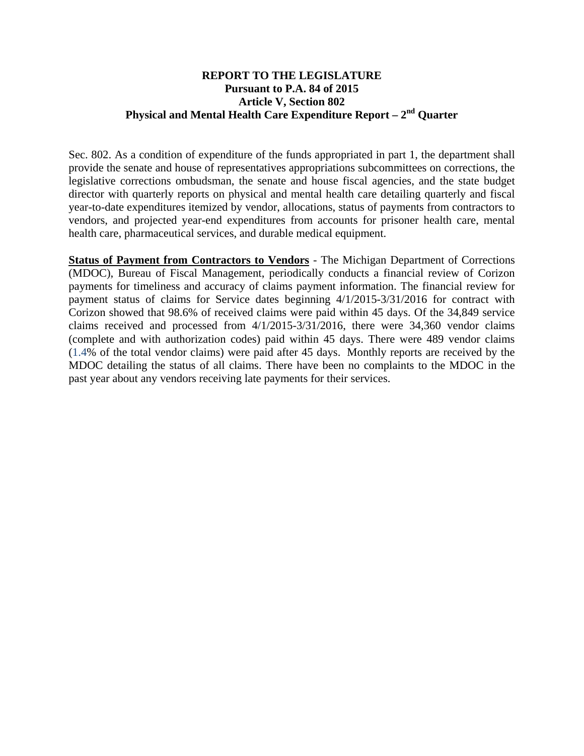**REPORT TO THE LEGISLATURE**
**Pursuant to P.A. 84 of 2015**
**Article V, Section 802**
**Physical and Mental Health Care Expenditure Report – 2nd Quarter**

Sec. 802. As a condition of expenditure of the funds appropriated in part 1, the department shall provide the senate and house of representatives appropriations subcommittees on corrections, the legislative corrections ombudsman, the senate and house fiscal agencies, and the state budget director with quarterly reports on physical and mental health care detailing quarterly and fiscal year-to-date expenditures itemized by vendor, allocations, status of payments from contractors to vendors, and projected year-end expenditures from accounts for prisoner health care, mental health care, pharmaceutical services, and durable medical equipment.

**Status of Payment from Contractors to Vendors** - The Michigan Department of Corrections (MDOC), Bureau of Fiscal Management, periodically conducts a financial review of Corizon payments for timeliness and accuracy of claims payment information. The financial review for payment status of claims for Service dates beginning 4/1/2015-3/31/2016 for contract with Corizon showed that 98.6% of received claims were paid within 45 days. Of the 34,849 service claims received and processed from 4/1/2015-3/31/2016, there were 34,360 vendor claims (complete and with authorization codes) paid within 45 days. There were 489 vendor claims (1.4% of the total vendor claims) were paid after 45 days. Monthly reports are received by the MDOC detailing the status of all claims. There have been no complaints to the MDOC in the past year about any vendors receiving late payments for their services.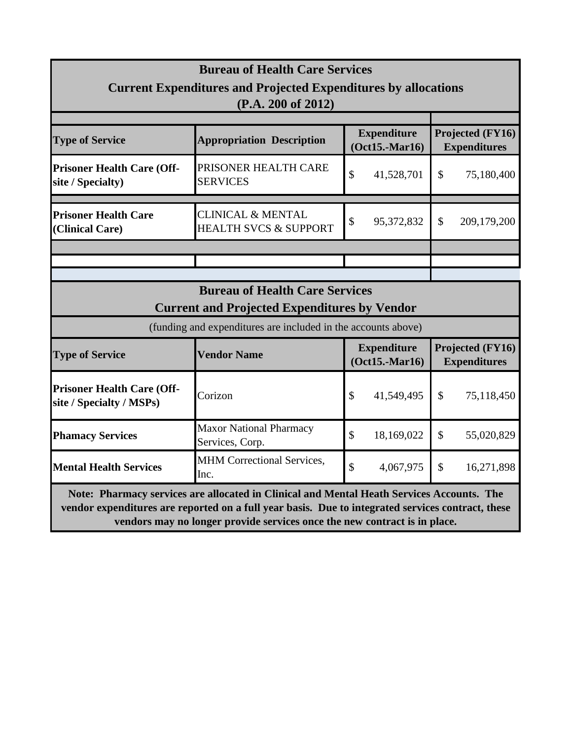## Bureau of Health Care Services
## Current Expenditures and Projected Expenditures by allocations
## (P.A. 200 of 2012)

| Type of Service | Appropriation Description | Expenditure (Oct15.-Mar16) | Projected (FY16) Expenditures |
|---|---|---|---|
| **Prisoner Health Care (Off-site / Specialty)** | PRISONER HEALTH CARE SERVICES | $ 41,528,701 | $ 75,180,400 |
| **Prisoner Health Care (Clinical Care)** | CLINICAL & MENTAL HEALTH SVCS & SUPPORT | $ 95,372,832 | $ 209,179,200 |

## Bureau of Health Care Services
## Current and Projected Expenditures by Vendor

(funding and expenditures are included in the accounts above)

| Type of Service | Vendor Name | Expenditure (Oct15.-Mar16) | Projected (FY16) Expenditures |
|---|---|---|---|
| **Prisoner Health Care (Off-site / Specialty / MSPs)** | Corizon | $ 41,549,495 | $ 75,118,450 |
| **Phamacy Services** | Maxor National Pharmacy Services, Corp. | $ 18,169,022 | $ 55,020,829 |
| **Mental Health Services** | MHM Correctional Services, Inc. | $ 4,067,975 | $ 16,271,898 |

**Note: Pharmacy services are allocated in Clinical and Mental Heath Services Accounts. The vendor expenditures are reported on a full year basis. Due to integrated services contract, these vendors may no longer provide services once the new contract is in place.**